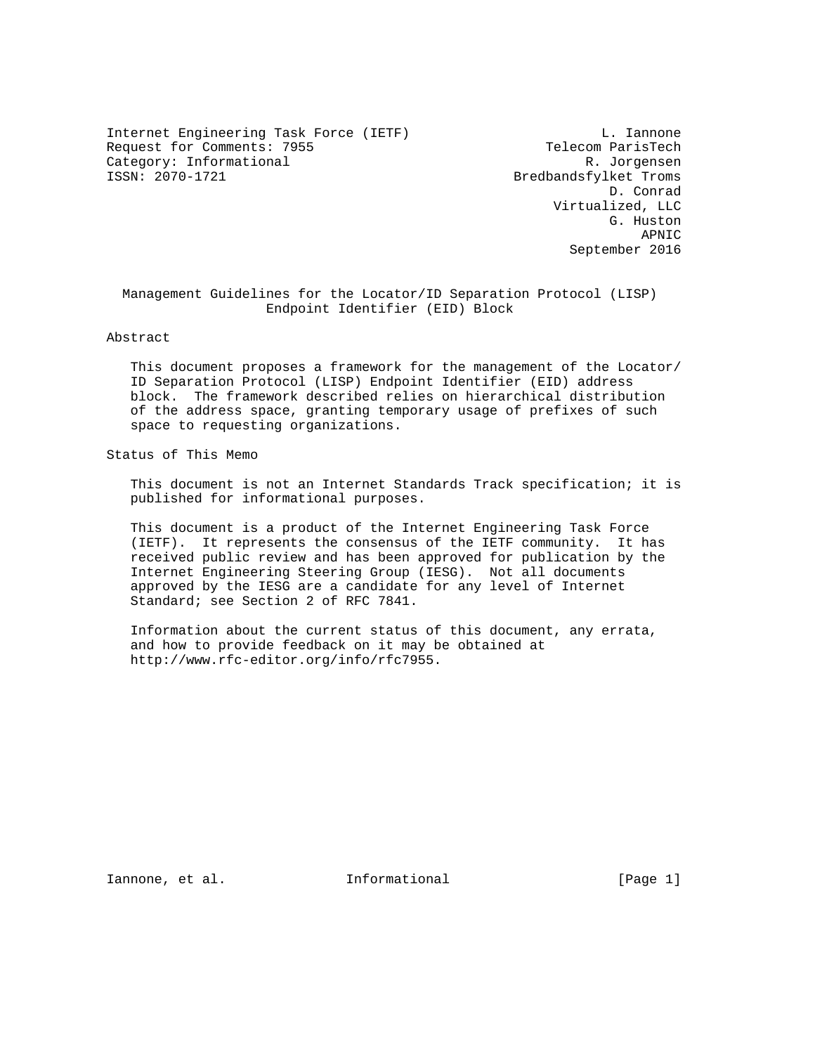Internet Engineering Task Force (IETF)                        L. Iannone
Request for Comments: 7955                               Telecom ParisTech
Category: Informational                                     R. Jorgensen
ISSN: 2070-1721                                     Bredbandsfylket Troms
                                                                D. Conrad
                                                         Virtualized, LLC
                                                                G. Huston
                                                                    APNIC
                                                           September 2016

# Management Guidelines for the Locator/ID Separation Protocol (LISP) Endpoint Identifier (EID) Block

## Abstract

This document proposes a framework for the management of the Locator/ID Separation Protocol (LISP) Endpoint Identifier (EID) address block. The framework described relies on hierarchical distribution of the address space, granting temporary usage of prefixes of such space to requesting organizations.

## Status of This Memo

This document is not an Internet Standards Track specification; it is published for informational purposes.

This document is a product of the Internet Engineering Task Force (IETF). It represents the consensus of the IETF community. It has received public review and has been approved for publication by the Internet Engineering Steering Group (IESG). Not all documents approved by the IESG are a candidate for any level of Internet Standard; see Section 2 of RFC 7841.

Information about the current status of this document, any errata, and how to provide feedback on it may be obtained at http://www.rfc-editor.org/info/rfc7955.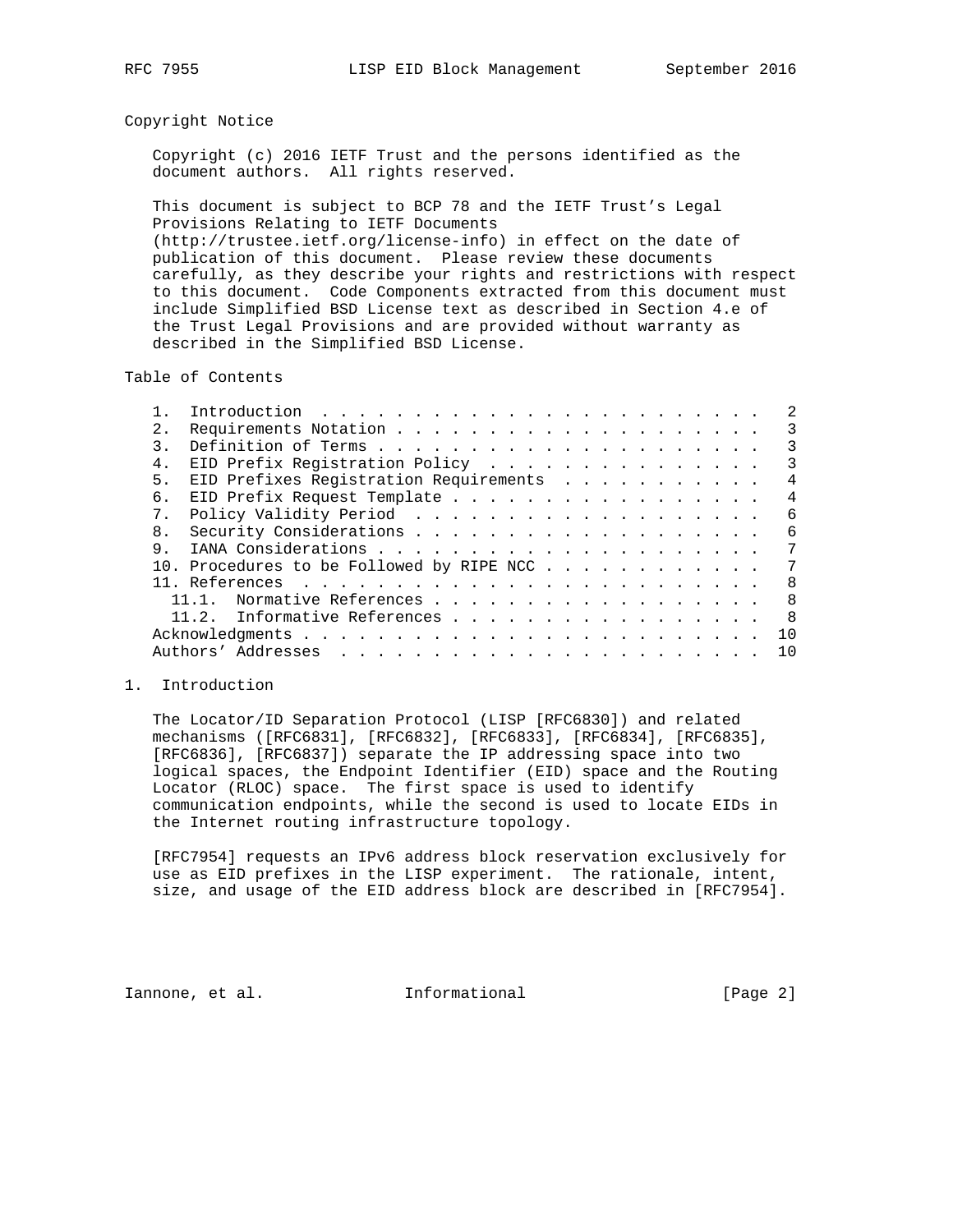## Copyright Notice

Copyright (c) 2016 IETF Trust and the persons identified as the document authors. All rights reserved.

This document is subject to BCP 78 and the IETF Trust's Legal Provisions Relating to IETF Documents (http://trustee.ietf.org/license-info) in effect on the date of publication of this document. Please review these documents carefully, as they describe your rights and restrictions with respect to this document. Code Components extracted from this document must include Simplified BSD License text as described in Section 4.e of the Trust Legal Provisions and are provided without warranty as described in the Simplified BSD License.

## Table of Contents

```
   1.  Introduction  . . . . . . . . . . . . . . . . . . . . . . . .   2
   2.  Requirements Notation . . . . . . . . . . . . . . . . . . . .   3
   3.  Definition of Terms . . . . . . . . . . . . . . . . . . . . .   3
   4.  EID Prefix Registration Policy  . . . . . . . . . . . . . . .   3
   5.  EID Prefixes Registration Requirements  . . . . . . . . . . .   4
   6.  EID Prefix Request Template . . . . . . . . . . . . . . . . .   4
   7.  Policy Validity Period  . . . . . . . . . . . . . . . . . . .   6
   8.  Security Considerations . . . . . . . . . . . . . . . . . . .   6
   9.  IANA Considerations . . . . . . . . . . . . . . . . . . . . .   7
   10. Procedures to be Followed by RIPE NCC . . . . . . . . . . . .   7
   11. References  . . . . . . . . . . . . . . . . . . . . . . . . .   8
     11.1.  Normative References . . . . . . . . . . . . . . . . . .   8
     11.2.  Informative References . . . . . . . . . . . . . . . . .   8
   Acknowledgments . . . . . . . . . . . . . . . . . . . . . . . . .  10
   Authors' Addresses  . . . . . . . . . . . . . . . . . . . . . . .  10
```

## 1. Introduction

The Locator/ID Separation Protocol (LISP [RFC6830]) and related mechanisms ([RFC6831], [RFC6832], [RFC6833], [RFC6834], [RFC6835], [RFC6836], [RFC6837]) separate the IP addressing space into two logical spaces, the Endpoint Identifier (EID) space and the Routing Locator (RLOC) space. The first space is used to identify communication endpoints, while the second is used to locate EIDs in the Internet routing infrastructure topology.

[RFC7954] requests an IPv6 address block reservation exclusively for use as EID prefixes in the LISP experiment. The rationale, intent, size, and usage of the EID address block are described in [RFC7954].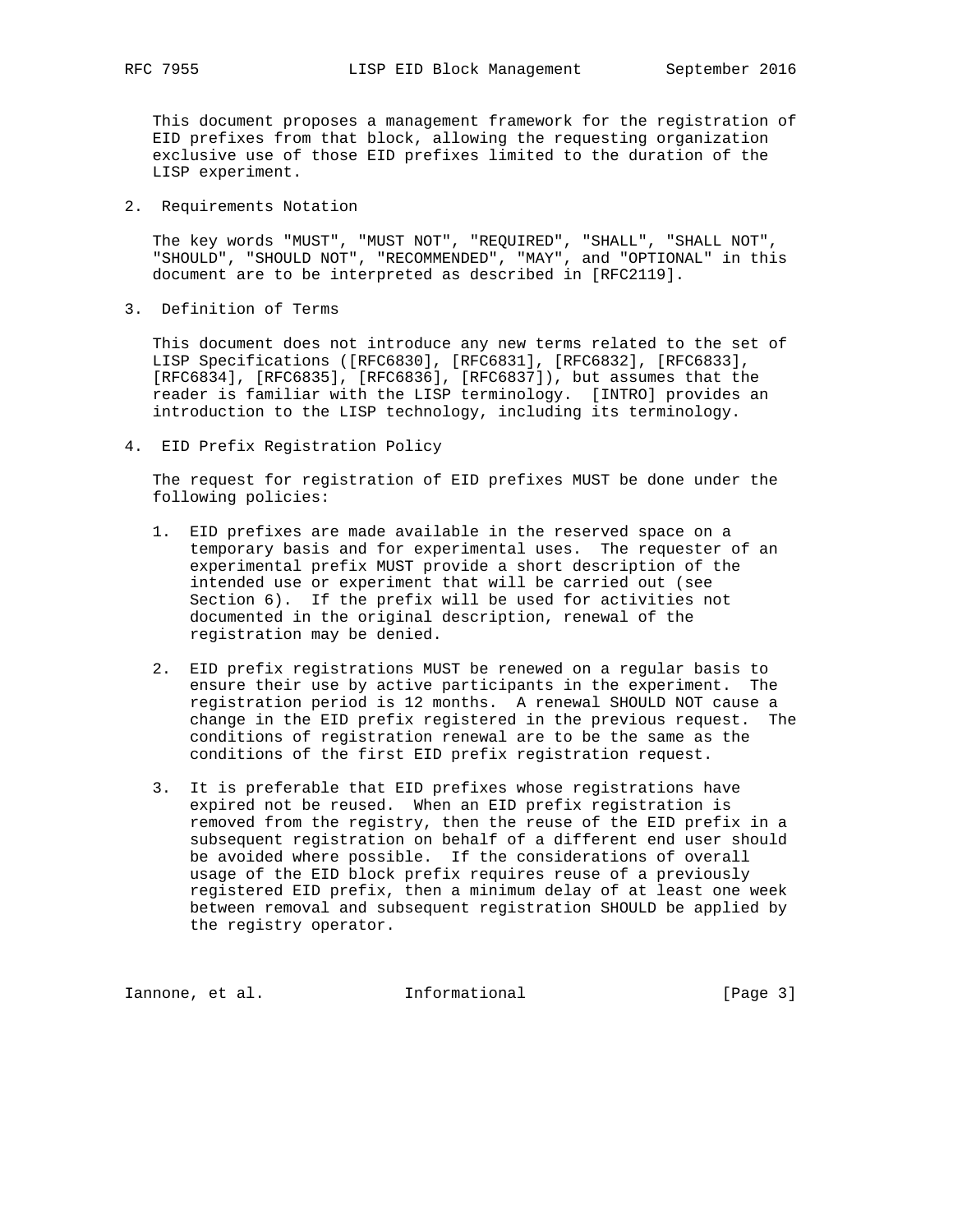This document proposes a management framework for the registration of EID prefixes from that block, allowing the requesting organization exclusive use of those EID prefixes limited to the duration of the LISP experiment.

## 2. Requirements Notation

The key words "MUST", "MUST NOT", "REQUIRED", "SHALL", "SHALL NOT", "SHOULD", "SHOULD NOT", "RECOMMENDED", "MAY", and "OPTIONAL" in this document are to be interpreted as described in [RFC2119].

## 3. Definition of Terms

This document does not introduce any new terms related to the set of LISP Specifications ([RFC6830], [RFC6831], [RFC6832], [RFC6833], [RFC6834], [RFC6835], [RFC6836], [RFC6837]), but assumes that the reader is familiar with the LISP terminology. [INTRO] provides an introduction to the LISP technology, including its terminology.

## 4. EID Prefix Registration Policy

The request for registration of EID prefixes MUST be done under the following policies:

1. EID prefixes are made available in the reserved space on a temporary basis and for experimental uses. The requester of an experimental prefix MUST provide a short description of the intended use or experiment that will be carried out (see Section 6). If the prefix will be used for activities not documented in the original description, renewal of the registration may be denied.

2. EID prefix registrations MUST be renewed on a regular basis to ensure their use by active participants in the experiment. The registration period is 12 months. A renewal SHOULD NOT cause a change in the EID prefix registered in the previous request. The conditions of registration renewal are to be the same as the conditions of the first EID prefix registration request.

3. It is preferable that EID prefixes whose registrations have expired not be reused. When an EID prefix registration is removed from the registry, then the reuse of the EID prefix in a subsequent registration on behalf of a different end user should be avoided where possible. If the considerations of overall usage of the EID block prefix requires reuse of a previously registered EID prefix, then a minimum delay of at least one week between removal and subsequent registration SHOULD be applied by the registry operator.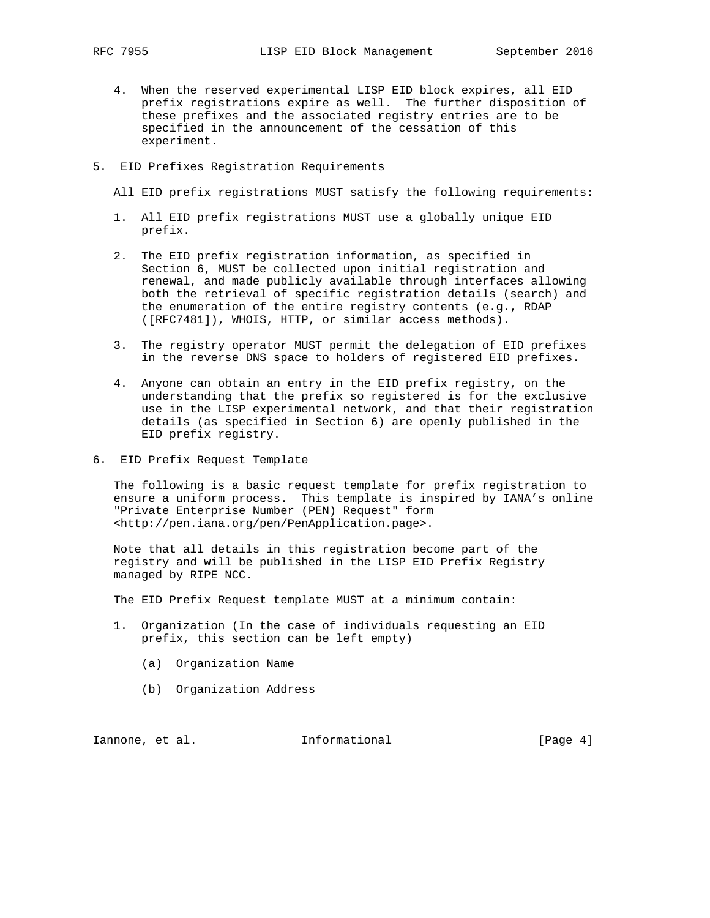4. When the reserved experimental LISP EID block expires, all EID prefix registrations expire as well. The further disposition of these prefixes and the associated registry entries are to be specified in the announcement of the cessation of this experiment.

## 5. EID Prefixes Registration Requirements

All EID prefix registrations MUST satisfy the following requirements:

1. All EID prefix registrations MUST use a globally unique EID prefix.
2. The EID prefix registration information, as specified in Section 6, MUST be collected upon initial registration and renewal, and made publicly available through interfaces allowing both the retrieval of specific registration details (search) and the enumeration of the entire registry contents (e.g., RDAP ([RFC7481]), WHOIS, HTTP, or similar access methods).
3. The registry operator MUST permit the delegation of EID prefixes in the reverse DNS space to holders of registered EID prefixes.
4. Anyone can obtain an entry in the EID prefix registry, on the understanding that the prefix so registered is for the exclusive use in the LISP experimental network, and that their registration details (as specified in Section 6) are openly published in the EID prefix registry.

## 6. EID Prefix Request Template

The following is a basic request template for prefix registration to ensure a uniform process. This template is inspired by IANA's online "Private Enterprise Number (PEN) Request" form <http://pen.iana.org/pen/PenApplication.page>.

Note that all details in this registration become part of the registry and will be published in the LISP EID Prefix Registry managed by RIPE NCC.

The EID Prefix Request template MUST at a minimum contain:

1. Organization (In the case of individuals requesting an EID prefix, this section can be left empty)
   - (a) Organization Name
   - (b) Organization Address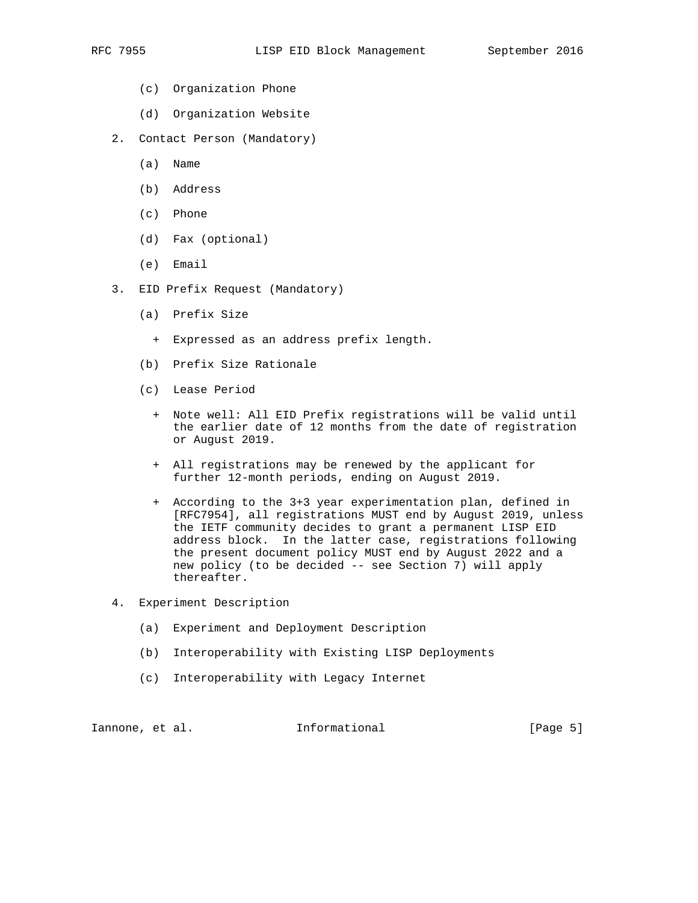(c) Organization Phone

   (d) Organization Website

2. Contact Person (Mandatory)

   (a) Name

   (b) Address

   (c) Phone

   (d) Fax (optional)

   (e) Email

3. EID Prefix Request (Mandatory)

   (a) Prefix Size

      + Expressed as an address prefix length.

   (b) Prefix Size Rationale

   (c) Lease Period

      + Note well: All EID Prefix registrations will be valid until the earlier date of 12 months from the date of registration or August 2019.

      + All registrations may be renewed by the applicant for further 12-month periods, ending on August 2019.

      + According to the 3+3 year experimentation plan, defined in [RFC7954], all registrations MUST end by August 2019, unless the IETF community decides to grant a permanent LISP EID address block. In the latter case, registrations following the present document policy MUST end by August 2022 and a new policy (to be decided -- see Section 7) will apply thereafter.

4. Experiment Description

   (a) Experiment and Deployment Description

   (b) Interoperability with Existing LISP Deployments

   (c) Interoperability with Legacy Internet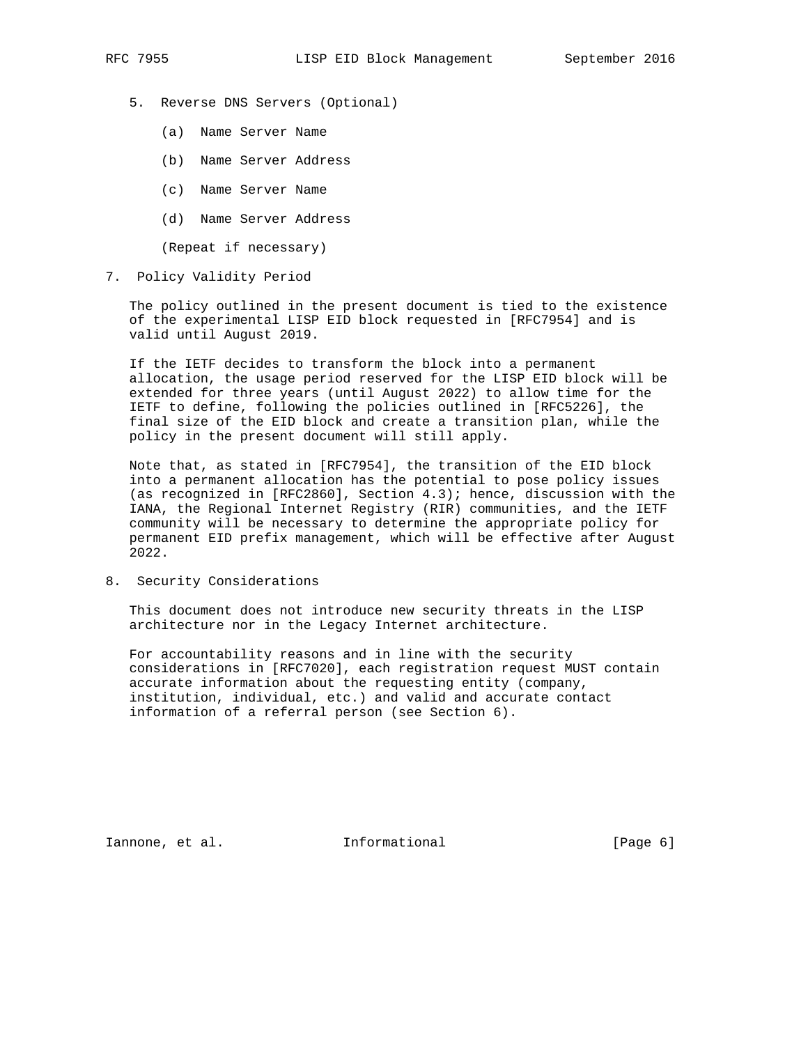5. Reverse DNS Servers (Optional)

   (a) Name Server Name

   (b) Name Server Address

   (c) Name Server Name

   (d) Name Server Address

   (Repeat if necessary)

## 7. Policy Validity Period

The policy outlined in the present document is tied to the existence of the experimental LISP EID block requested in [RFC7954] and is valid until August 2019.

If the IETF decides to transform the block into a permanent allocation, the usage period reserved for the LISP EID block will be extended for three years (until August 2022) to allow time for the IETF to define, following the policies outlined in [RFC5226], the final size of the EID block and create a transition plan, while the policy in the present document will still apply.

Note that, as stated in [RFC7954], the transition of the EID block into a permanent allocation has the potential to pose policy issues (as recognized in [RFC2860], Section 4.3); hence, discussion with the IANA, the Regional Internet Registry (RIR) communities, and the IETF community will be necessary to determine the appropriate policy for permanent EID prefix management, which will be effective after August 2022.

## 8. Security Considerations

This document does not introduce new security threats in the LISP architecture nor in the Legacy Internet architecture.

For accountability reasons and in line with the security considerations in [RFC7020], each registration request MUST contain accurate information about the requesting entity (company, institution, individual, etc.) and valid and accurate contact information of a referral person (see Section 6).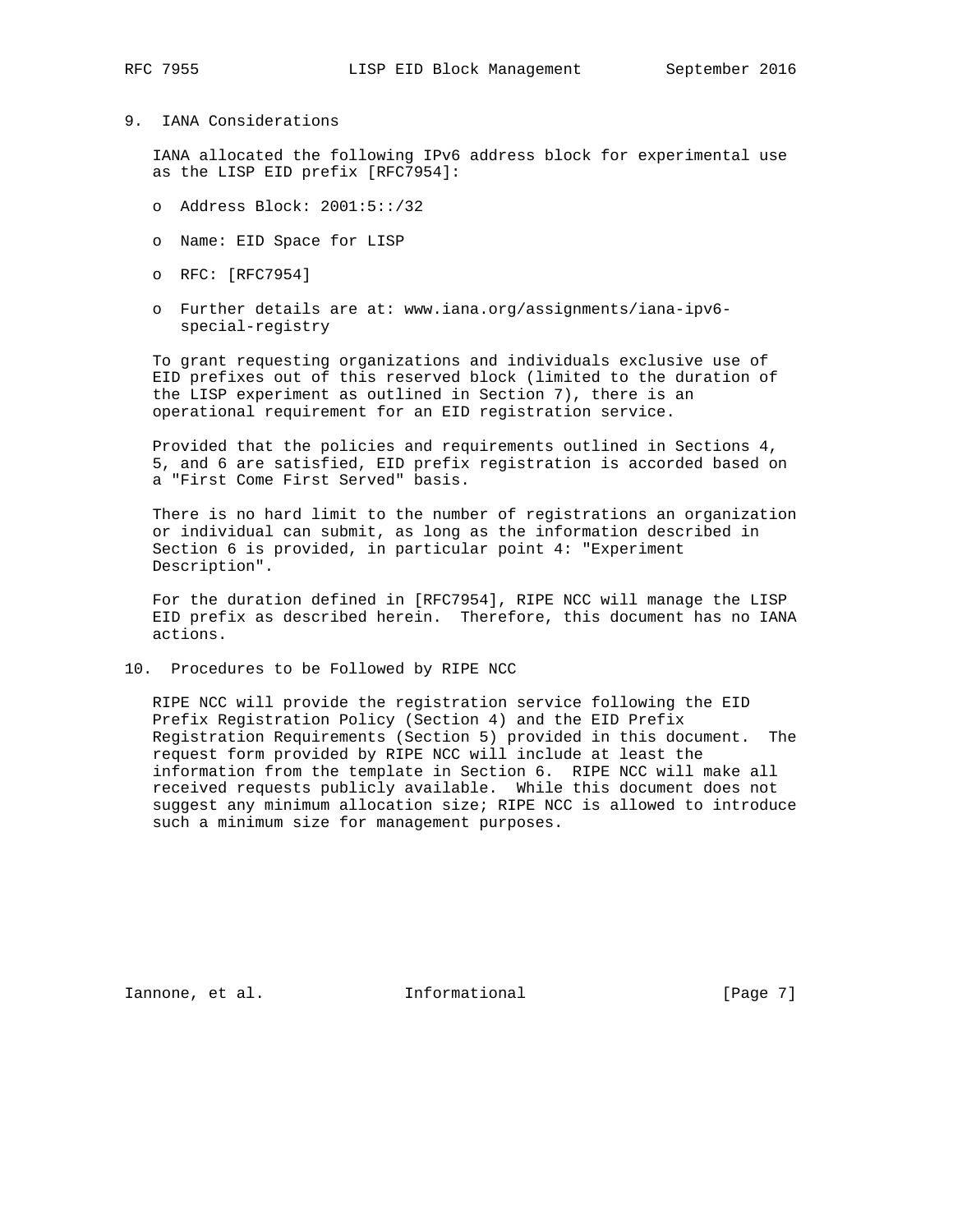## 9. IANA Considerations

IANA allocated the following IPv6 address block for experimental use as the LISP EID prefix [RFC7954]:

- Address Block: 2001:5::/32
- Name: EID Space for LISP
- RFC: [RFC7954]
- Further details are at: www.iana.org/assignments/iana-ipv6-special-registry

To grant requesting organizations and individuals exclusive use of EID prefixes out of this reserved block (limited to the duration of the LISP experiment as outlined in Section 7), there is an operational requirement for an EID registration service.

Provided that the policies and requirements outlined in Sections 4, 5, and 6 are satisfied, EID prefix registration is accorded based on a "First Come First Served" basis.

There is no hard limit to the number of registrations an organization or individual can submit, as long as the information described in Section 6 is provided, in particular point 4: "Experiment Description".

For the duration defined in [RFC7954], RIPE NCC will manage the LISP EID prefix as described herein. Therefore, this document has no IANA actions.

## 10. Procedures to be Followed by RIPE NCC

RIPE NCC will provide the registration service following the EID Prefix Registration Policy (Section 4) and the EID Prefix Registration Requirements (Section 5) provided in this document. The request form provided by RIPE NCC will include at least the information from the template in Section 6. RIPE NCC will make all received requests publicly available. While this document does not suggest any minimum allocation size; RIPE NCC is allowed to introduce such a minimum size for management purposes.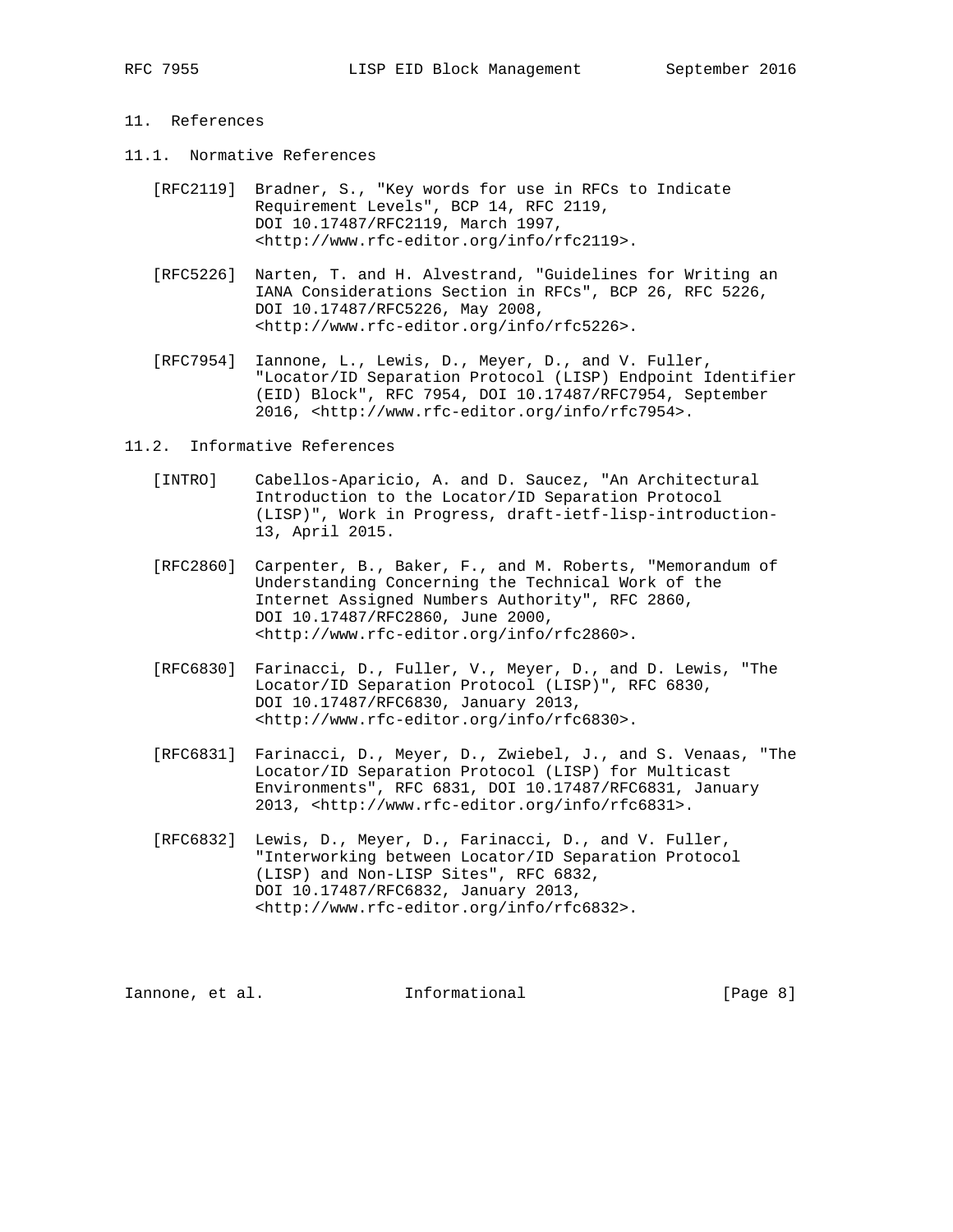## 11. References

### 11.1. Normative References

[RFC2119] Bradner, S., "Key words for use in RFCs to Indicate Requirement Levels", BCP 14, RFC 2119, DOI 10.17487/RFC2119, March 1997, <http://www.rfc-editor.org/info/rfc2119>.

[RFC5226] Narten, T. and H. Alvestrand, "Guidelines for Writing an IANA Considerations Section in RFCs", BCP 26, RFC 5226, DOI 10.17487/RFC5226, May 2008, <http://www.rfc-editor.org/info/rfc5226>.

[RFC7954] Iannone, L., Lewis, D., Meyer, D., and V. Fuller, "Locator/ID Separation Protocol (LISP) Endpoint Identifier (EID) Block", RFC 7954, DOI 10.17487/RFC7954, September 2016, <http://www.rfc-editor.org/info/rfc7954>.

### 11.2. Informative References

[INTRO] Cabellos-Aparicio, A. and D. Saucez, "An Architectural Introduction to the Locator/ID Separation Protocol (LISP)", Work in Progress, draft-ietf-lisp-introduction-13, April 2015.

[RFC2860] Carpenter, B., Baker, F., and M. Roberts, "Memorandum of Understanding Concerning the Technical Work of the Internet Assigned Numbers Authority", RFC 2860, DOI 10.17487/RFC2860, June 2000, <http://www.rfc-editor.org/info/rfc2860>.

[RFC6830] Farinacci, D., Fuller, V., Meyer, D., and D. Lewis, "The Locator/ID Separation Protocol (LISP)", RFC 6830, DOI 10.17487/RFC6830, January 2013, <http://www.rfc-editor.org/info/rfc6830>.

[RFC6831] Farinacci, D., Meyer, D., Zwiebel, J., and S. Venaas, "The Locator/ID Separation Protocol (LISP) for Multicast Environments", RFC 6831, DOI 10.17487/RFC6831, January 2013, <http://www.rfc-editor.org/info/rfc6831>.

[RFC6832] Lewis, D., Meyer, D., Farinacci, D., and V. Fuller, "Interworking between Locator/ID Separation Protocol (LISP) and Non-LISP Sites", RFC 6832, DOI 10.17487/RFC6832, January 2013, <http://www.rfc-editor.org/info/rfc6832>.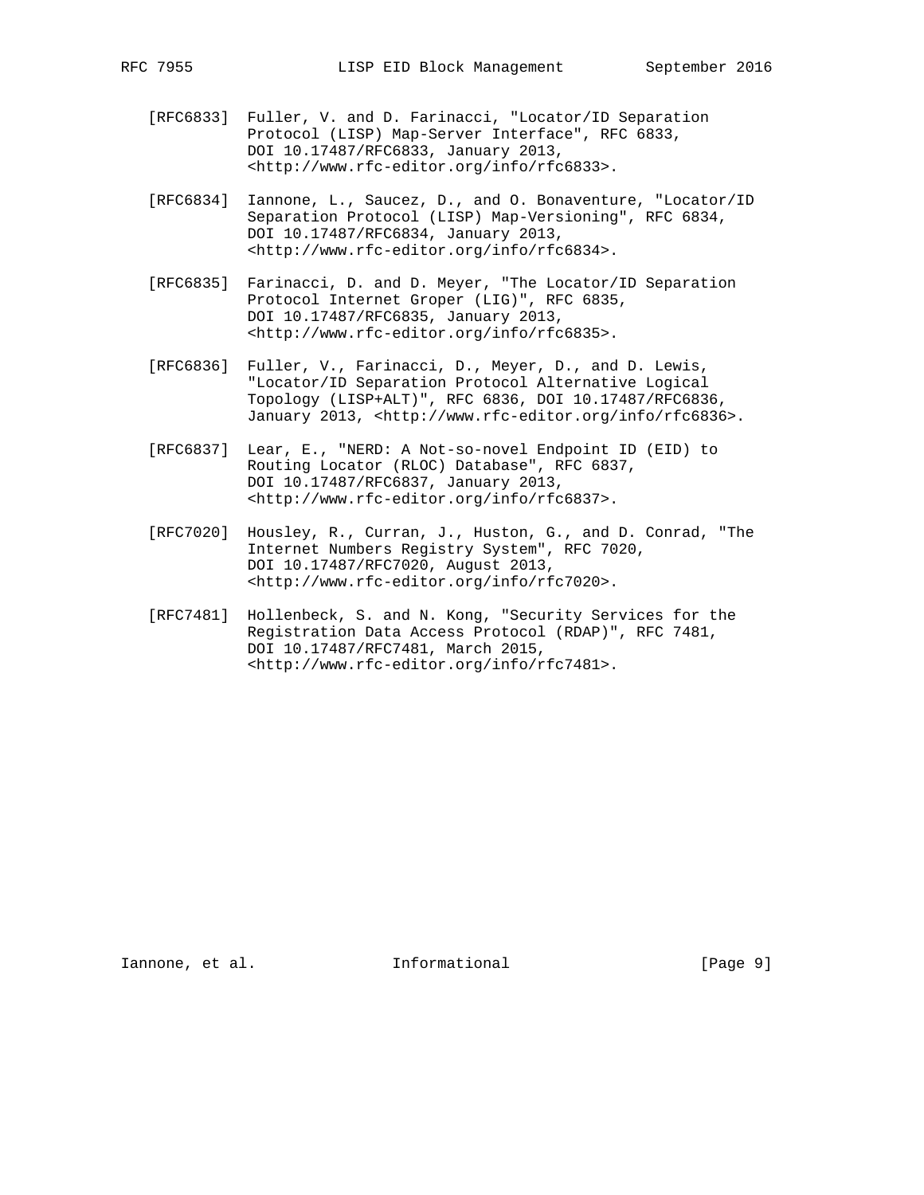[RFC6833] Fuller, V. and D. Farinacci, "Locator/ID Separation Protocol (LISP) Map-Server Interface", RFC 6833, DOI 10.17487/RFC6833, January 2013, <http://www.rfc-editor.org/info/rfc6833>.

[RFC6834] Iannone, L., Saucez, D., and O. Bonaventure, "Locator/ID Separation Protocol (LISP) Map-Versioning", RFC 6834, DOI 10.17487/RFC6834, January 2013, <http://www.rfc-editor.org/info/rfc6834>.

[RFC6835] Farinacci, D. and D. Meyer, "The Locator/ID Separation Protocol Internet Groper (LIG)", RFC 6835, DOI 10.17487/RFC6835, January 2013, <http://www.rfc-editor.org/info/rfc6835>.

[RFC6836] Fuller, V., Farinacci, D., Meyer, D., and D. Lewis, "Locator/ID Separation Protocol Alternative Logical Topology (LISP+ALT)", RFC 6836, DOI 10.17487/RFC6836, January 2013, <http://www.rfc-editor.org/info/rfc6836>.

[RFC6837] Lear, E., "NERD: A Not-so-novel Endpoint ID (EID) to Routing Locator (RLOC) Database", RFC 6837, DOI 10.17487/RFC6837, January 2013, <http://www.rfc-editor.org/info/rfc6837>.

[RFC7020] Housley, R., Curran, J., Huston, G., and D. Conrad, "The Internet Numbers Registry System", RFC 7020, DOI 10.17487/RFC7020, August 2013, <http://www.rfc-editor.org/info/rfc7020>.

[RFC7481] Hollenbeck, S. and N. Kong, "Security Services for the Registration Data Access Protocol (RDAP)", RFC 7481, DOI 10.17487/RFC7481, March 2015, <http://www.rfc-editor.org/info/rfc7481>.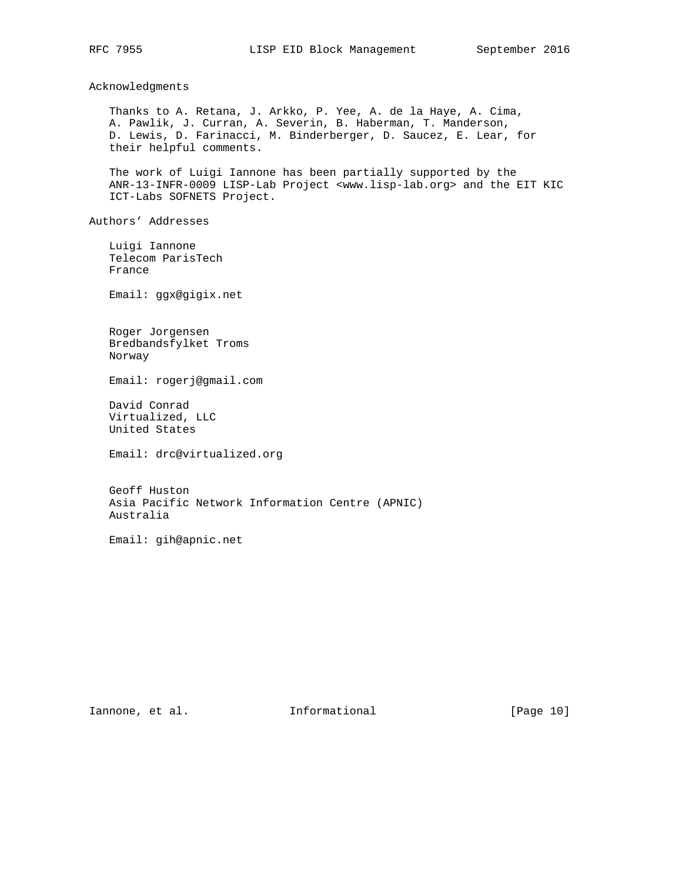## Acknowledgments

Thanks to A. Retana, J. Arkko, P. Yee, A. de la Haye, A. Cima, A. Pawlik, J. Curran, A. Severin, B. Haberman, T. Manderson, D. Lewis, D. Farinacci, M. Binderberger, D. Saucez, E. Lear, for their helpful comments.

The work of Luigi Iannone has been partially supported by the ANR-13-INFR-0009 LISP-Lab Project <www.lisp-lab.org> and the EIT KIC ICT-Labs SOFNETS Project.

## Authors' Addresses

Luigi Iannone
Telecom ParisTech
France

Email: ggx@gigix.net

Roger Jorgensen
Bredbandsfylket Troms
Norway

Email: rogerj@gmail.com

David Conrad
Virtualized, LLC
United States

Email: drc@virtualized.org

Geoff Huston
Asia Pacific Network Information Centre (APNIC)
Australia

Email: gih@apnic.net